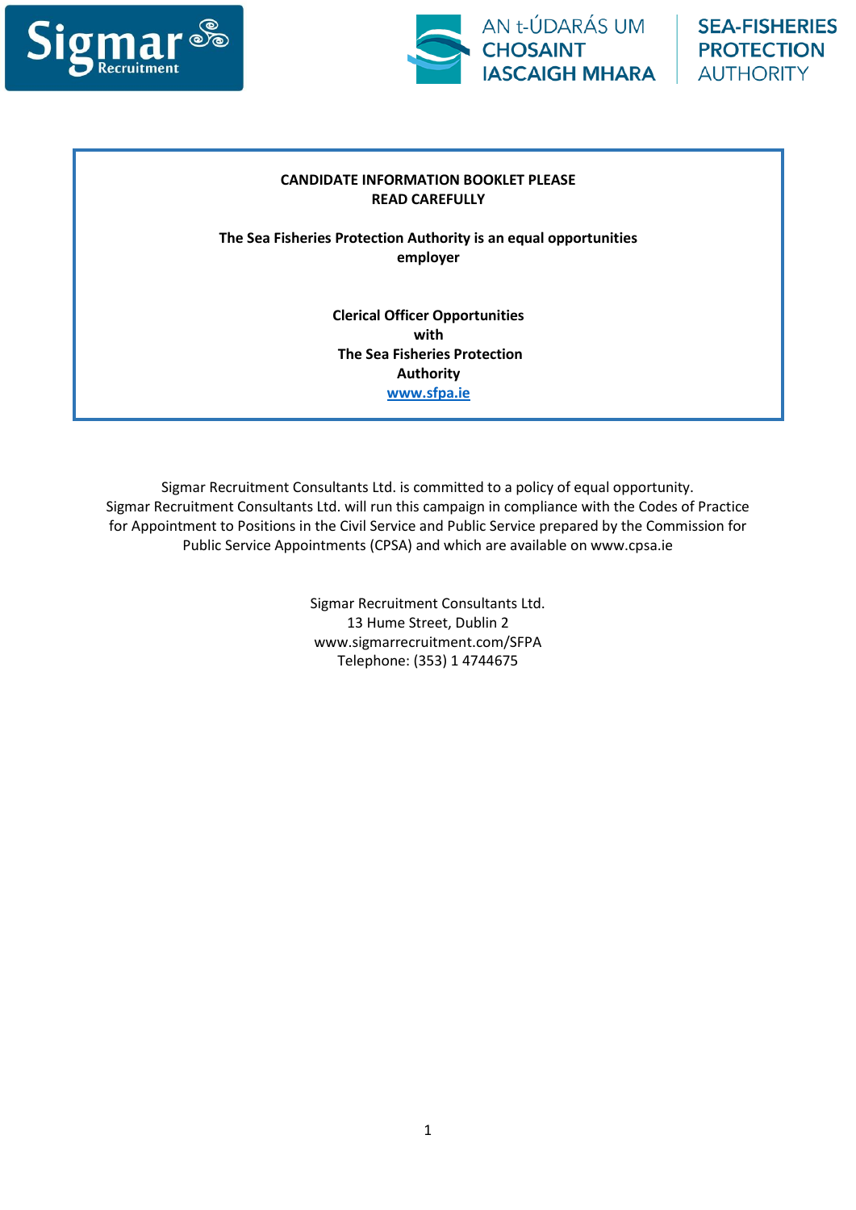Sigmar Recruitment

AN t-ÚDARÁS UM CHOSAINT IASCAIGH MHARA

SEA-FISHERIES PROTECTION AUTHORITY

**CANDIDATE INFORMATION BOOKLET PLEASE READ CAREFULLY**

**The Sea Fisheries Protection Authority is an equal opportunities employer**

**Clerical Officer Opportunities with The Sea Fisheries Protection Authority**

**[www.sfpa.ie](http://www.sfpa.ie)**

Sigmar Recruitment Consultants Ltd. is committed to a policy of equal opportunity. Sigmar Recruitment Consultants Ltd. will run this campaign in compliance with the Codes of Practice for Appointment to Positions in the Civil Service and Public Service prepared by the Commission for Public Service Appointments (CPSA) and which are available on www.cpsa.ie

Sigmar Recruitment Consultants Ltd.
13 Hume Street, Dublin 2
www.sigmarrecruitment.com/SFPA
Telephone: (353) 1 4744675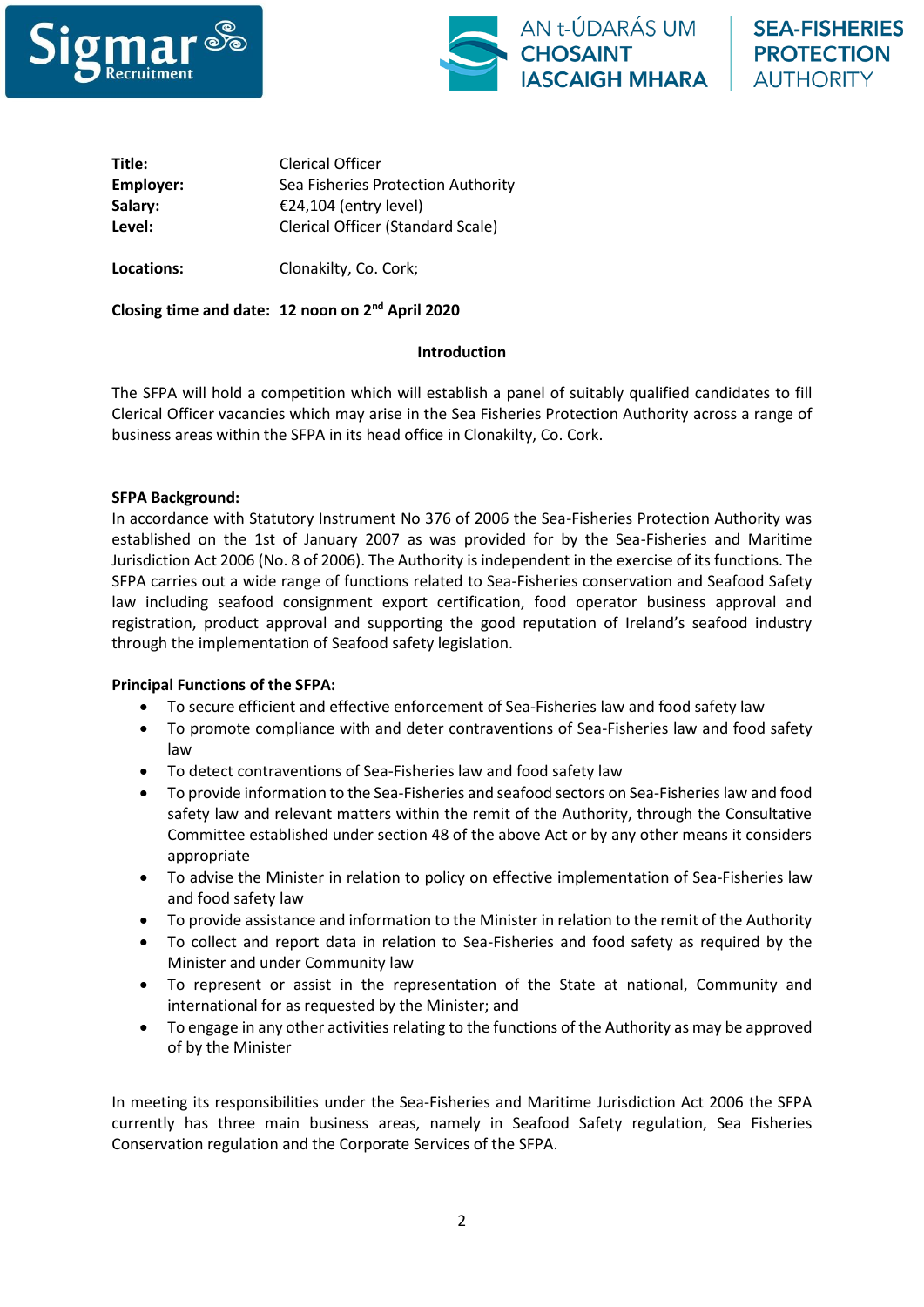| | |
|---|---|
| **Title:** | Clerical Officer |
| **Employer:** | Sea Fisheries Protection Authority |
| **Salary:** | €24,104 (entry level) |
| **Level:** | Clerical Officer (Standard Scale) |
| **Locations:** | Clonakilty, Co. Cork; |

**Closing time and date: 12 noon on 2nd April 2020**

## Introduction

The SFPA will hold a competition which will establish a panel of suitably qualified candidates to fill Clerical Officer vacancies which may arise in the Sea Fisheries Protection Authority across a range of business areas within the SFPA in its head office in Clonakilty, Co. Cork.

**SFPA Background:**

In accordance with Statutory Instrument No 376 of 2006 the Sea-Fisheries Protection Authority was established on the 1st of January 2007 as was provided for by the Sea-Fisheries and Maritime Jurisdiction Act 2006 (No. 8 of 2006). The Authority is independent in the exercise of its functions. The SFPA carries out a wide range of functions related to Sea-Fisheries conservation and Seafood Safety law including seafood consignment export certification, food operator business approval and registration, product approval and supporting the good reputation of Ireland's seafood industry through the implementation of Seafood safety legislation.

**Principal Functions of the SFPA:**

- To secure efficient and effective enforcement of Sea-Fisheries law and food safety law
- To promote compliance with and deter contraventions of Sea-Fisheries law and food safety law
- To detect contraventions of Sea-Fisheries law and food safety law
- To provide information to the Sea-Fisheries and seafood sectors on Sea-Fisheries law and food safety law and relevant matters within the remit of the Authority, through the Consultative Committee established under section 48 of the above Act or by any other means it considers appropriate
- To advise the Minister in relation to policy on effective implementation of Sea-Fisheries law and food safety law
- To provide assistance and information to the Minister in relation to the remit of the Authority
- To collect and report data in relation to Sea-Fisheries and food safety as required by the Minister and under Community law
- To represent or assist in the representation of the State at national, Community and international for as requested by the Minister; and
- To engage in any other activities relating to the functions of the Authority as may be approved of by the Minister

In meeting its responsibilities under the Sea-Fisheries and Maritime Jurisdiction Act 2006 the SFPA currently has three main business areas, namely in Seafood Safety regulation, Sea Fisheries Conservation regulation and the Corporate Services of the SFPA.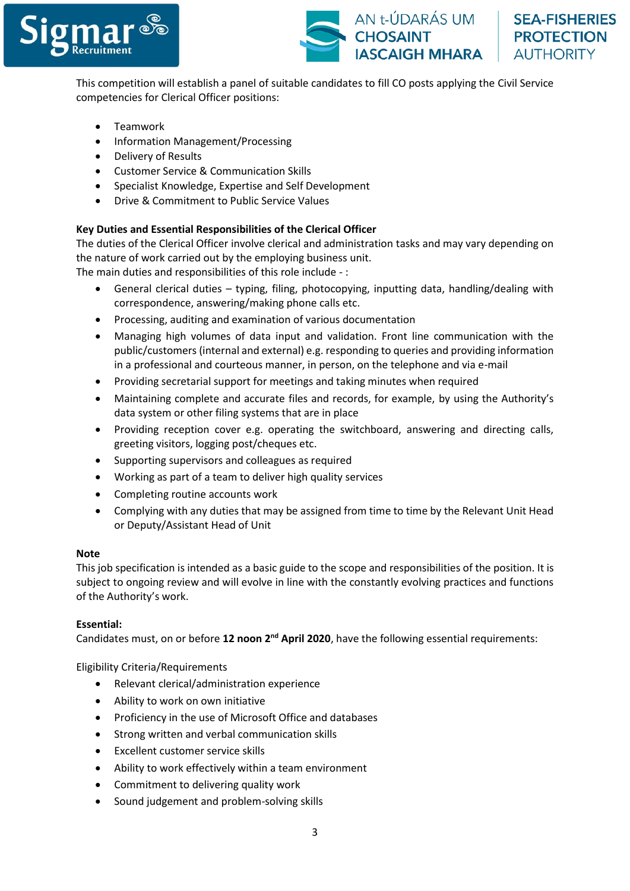This competition will establish a panel of suitable candidates to fill CO posts applying the Civil Service competencies for Clerical Officer positions:

- Teamwork
- Information Management/Processing
- Delivery of Results
- Customer Service & Communication Skills
- Specialist Knowledge, Expertise and Self Development
- Drive & Commitment to Public Service Values

**Key Duties and Essential Responsibilities of the Clerical Officer**

The duties of the Clerical Officer involve clerical and administration tasks and may vary depending on the nature of work carried out by the employing business unit.

The main duties and responsibilities of this role include - :

- General clerical duties – typing, filing, photocopying, inputting data, handling/dealing with correspondence, answering/making phone calls etc.
- Processing, auditing and examination of various documentation
- Managing high volumes of data input and validation. Front line communication with the public/customers (internal and external) e.g. responding to queries and providing information in a professional and courteous manner, in person, on the telephone and via e-mail
- Providing secretarial support for meetings and taking minutes when required
- Maintaining complete and accurate files and records, for example, by using the Authority's data system or other filing systems that are in place
- Providing reception cover e.g. operating the switchboard, answering and directing calls, greeting visitors, logging post/cheques etc.
- Supporting supervisors and colleagues as required
- Working as part of a team to deliver high quality services
- Completing routine accounts work
- Complying with any duties that may be assigned from time to time by the Relevant Unit Head or Deputy/Assistant Head of Unit

**Note**

This job specification is intended as a basic guide to the scope and responsibilities of the position. It is subject to ongoing review and will evolve in line with the constantly evolving practices and functions of the Authority's work.

**Essential:**

Candidates must, on or before **12 noon 2nd April 2020**, have the following essential requirements:

Eligibility Criteria/Requirements

- Relevant clerical/administration experience
- Ability to work on own initiative
- Proficiency in the use of Microsoft Office and databases
- Strong written and verbal communication skills
- Excellent customer service skills
- Ability to work effectively within a team environment
- Commitment to delivering quality work
- Sound judgement and problem-solving skills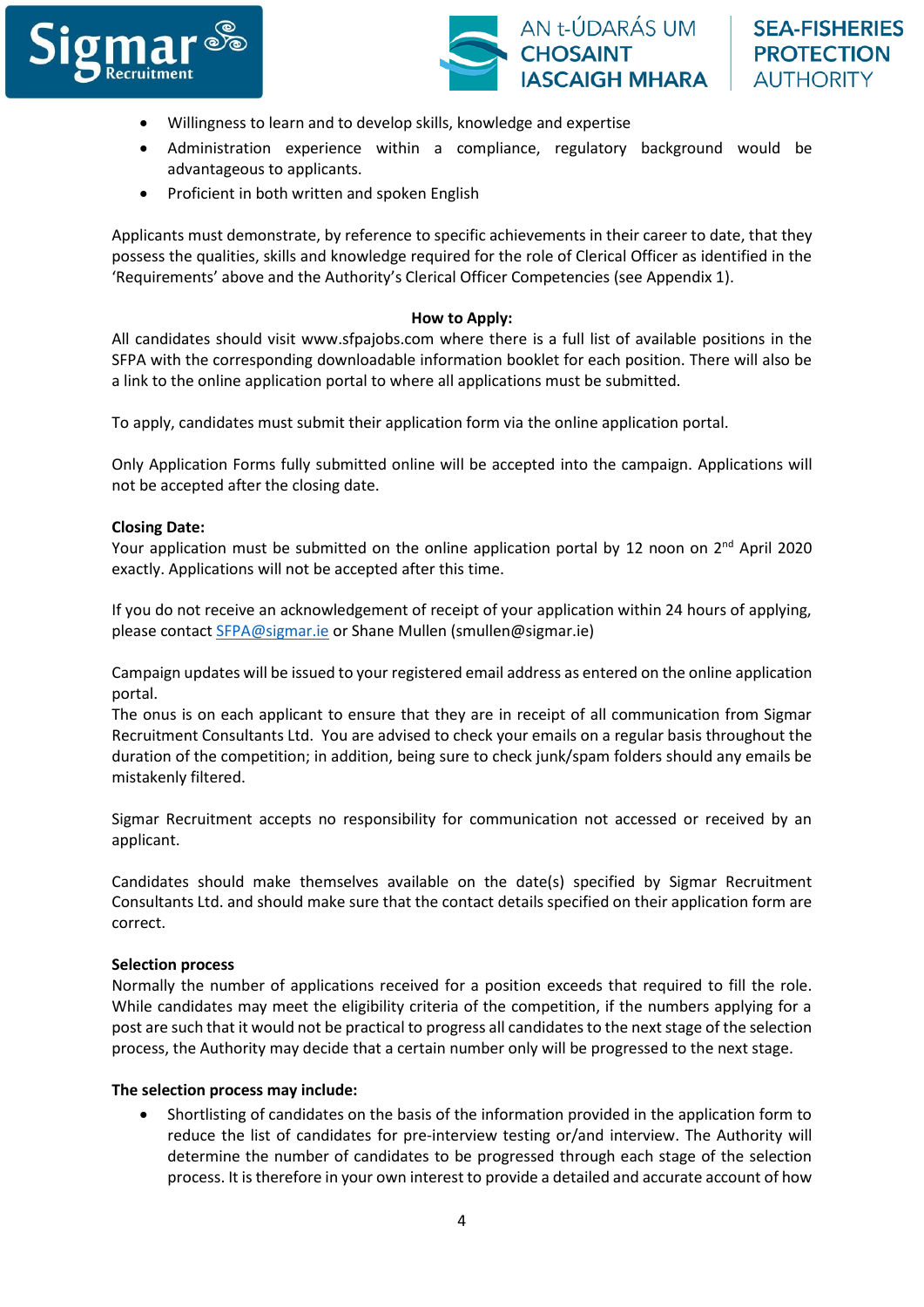- Willingness to learn and to develop skills, knowledge and expertise
- Administration experience within a compliance, regulatory background would be advantageous to applicants.
- Proficient in both written and spoken English

Applicants must demonstrate, by reference to specific achievements in their career to date, that they possess the qualities, skills and knowledge required for the role of Clerical Officer as identified in the 'Requirements' above and the Authority's Clerical Officer Competencies (see Appendix 1).

**How to Apply:**

All candidates should visit www.sfpajobs.com where there is a full list of available positions in the SFPA with the corresponding downloadable information booklet for each position. There will also be a link to the online application portal to where all applications must be submitted.

To apply, candidates must submit their application form via the online application portal.

Only Application Forms fully submitted online will be accepted into the campaign. Applications will not be accepted after the closing date.

**Closing Date:**

Your application must be submitted on the online application portal by 12 noon on 2nd April 2020 exactly. Applications will not be accepted after this time.

If you do not receive an acknowledgement of receipt of your application within 24 hours of applying, please contact SFPA@sigmar.ie or Shane Mullen (smullen@sigmar.ie)

Campaign updates will be issued to your registered email address as entered on the online application portal.
The onus is on each applicant to ensure that they are in receipt of all communication from Sigmar Recruitment Consultants Ltd. You are advised to check your emails on a regular basis throughout the duration of the competition; in addition, being sure to check junk/spam folders should any emails be mistakenly filtered.

Sigmar Recruitment accepts no responsibility for communication not accessed or received by an applicant.

Candidates should make themselves available on the date(s) specified by Sigmar Recruitment Consultants Ltd. and should make sure that the contact details specified on their application form are correct.

**Selection process**

Normally the number of applications received for a position exceeds that required to fill the role. While candidates may meet the eligibility criteria of the competition, if the numbers applying for a post are such that it would not be practical to progress all candidates to the next stage of the selection process, the Authority may decide that a certain number only will be progressed to the next stage.

**The selection process may include:**

- Shortlisting of candidates on the basis of the information provided in the application form to reduce the list of candidates for pre-interview testing or/and interview. The Authority will determine the number of candidates to be progressed through each stage of the selection process. It is therefore in your own interest to provide a detailed and accurate account of how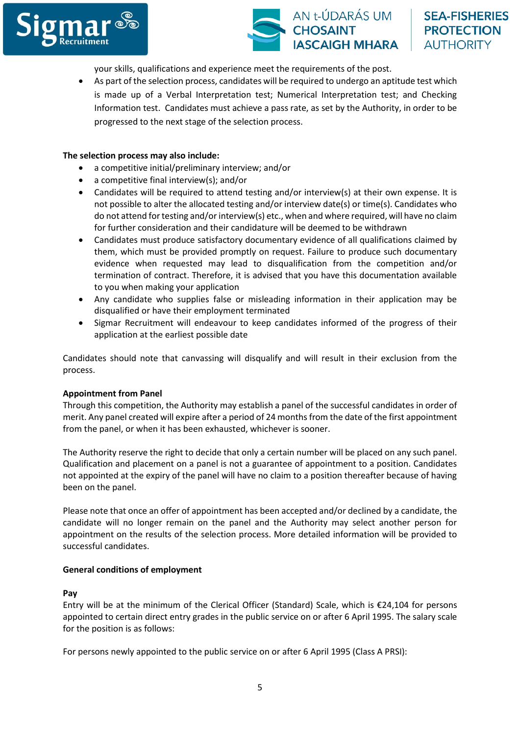your skills, qualifications and experience meet the requirements of the post.

- As part of the selection process, candidates will be required to undergo an aptitude test which is made up of a Verbal Interpretation test; Numerical Interpretation test; and Checking Information test. Candidates must achieve a pass rate, as set by the Authority, in order to be progressed to the next stage of the selection process.

**The selection process may also include:**

- a competitive initial/preliminary interview; and/or
- a competitive final interview(s); and/or
- Candidates will be required to attend testing and/or interview(s) at their own expense. It is not possible to alter the allocated testing and/or interview date(s) or time(s). Candidates who do not attend for testing and/or interview(s) etc., when and where required, will have no claim for further consideration and their candidature will be deemed to be withdrawn
- Candidates must produce satisfactory documentary evidence of all qualifications claimed by them, which must be provided promptly on request. Failure to produce such documentary evidence when requested may lead to disqualification from the competition and/or termination of contract. Therefore, it is advised that you have this documentation available to you when making your application
- Any candidate who supplies false or misleading information in their application may be disqualified or have their employment terminated
- Sigmar Recruitment will endeavour to keep candidates informed of the progress of their application at the earliest possible date

Candidates should note that canvassing will disqualify and will result in their exclusion from the process.

**Appointment from Panel**

Through this competition, the Authority may establish a panel of the successful candidates in order of merit. Any panel created will expire after a period of 24 months from the date of the first appointment from the panel, or when it has been exhausted, whichever is sooner.

The Authority reserve the right to decide that only a certain number will be placed on any such panel. Qualification and placement on a panel is not a guarantee of appointment to a position. Candidates not appointed at the expiry of the panel will have no claim to a position thereafter because of having been on the panel.

Please note that once an offer of appointment has been accepted and/or declined by a candidate, the candidate will no longer remain on the panel and the Authority may select another person for appointment on the results of the selection process. More detailed information will be provided to successful candidates.

**General conditions of employment**

**Pay**

Entry will be at the minimum of the Clerical Officer (Standard) Scale, which is €24,104 for persons appointed to certain direct entry grades in the public service on or after 6 April 1995. The salary scale for the position is as follows:

For persons newly appointed to the public service on or after 6 April 1995 (Class A PRSI):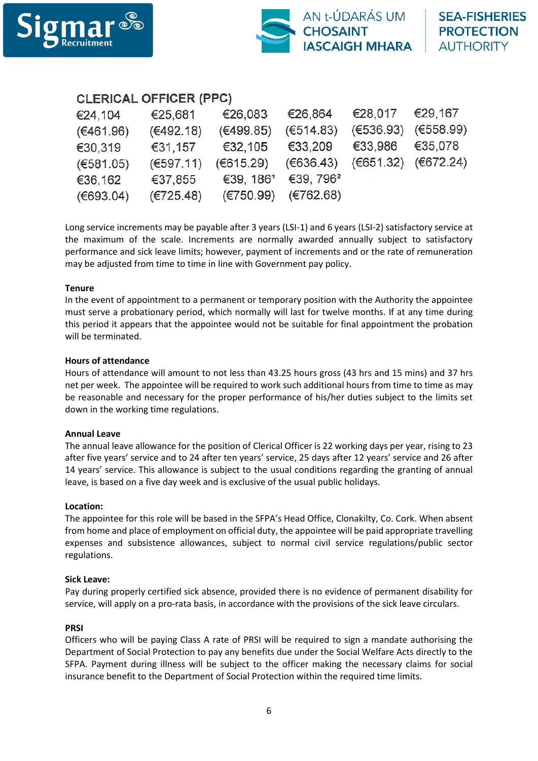CLERICAL OFFICER (PPC)

| | | | | | |
|---|---|---|---|---|---|
| €24,104 | €25,681 | €26,083 | €26,864 | €28,017 | €29,167 |
| (€461.96) | (€492.18) | (€499.85) | (€514.83) | (€536.93) | (€558.99) |
| €30,319 | €31,157 | €32,105 | €33,209 | €33,986 | €35,078 |
| (€581.05) | (€597.11) | (€615.29) | (€636.43) | (€651.32) | (€672.24) |
| €36,162 | €37,855 | €39, 186[1] | €39, 796[2] | | |
| (€693.04) | (€725.48) | (€750.99) | (€762.68) | | |

Long service increments may be payable after 3 years (LSI-1) and 6 years (LSI-2) satisfactory service at the maximum of the scale. Increments are normally awarded annually subject to satisfactory performance and sick leave limits; however, payment of increments and or the rate of remuneration may be adjusted from time to time in line with Government pay policy.

**Tenure**

In the event of appointment to a permanent or temporary position with the Authority the appointee must serve a probationary period, which normally will last for twelve months. If at any time during this period it appears that the appointee would not be suitable for final appointment the probation will be terminated.

**Hours of attendance**

Hours of attendance will amount to not less than 43.25 hours gross (43 hrs and 15 mins) and 37 hrs net per week. The appointee will be required to work such additional hours from time to time as may be reasonable and necessary for the proper performance of his/her duties subject to the limits set down in the working time regulations.

**Annual Leave**

The annual leave allowance for the position of Clerical Officer is 22 working days per year, rising to 23 after five years' service and to 24 after ten years' service, 25 days after 12 years' service and 26 after 14 years' service. This allowance is subject to the usual conditions regarding the granting of annual leave, is based on a five day week and is exclusive of the usual public holidays.

**Location:**

The appointee for this role will be based in the SFPA's Head Office, Clonakilty, Co. Cork. When absent from home and place of employment on official duty, the appointee will be paid appropriate travelling expenses and subsistence allowances, subject to normal civil service regulations/public sector regulations.

**Sick Leave:**

Pay during properly certified sick absence, provided there is no evidence of permanent disability for service, will apply on a pro-rata basis, in accordance with the provisions of the sick leave circulars.

**PRSI**

Officers who will be paying Class A rate of PRSI will be required to sign a mandate authorising the Department of Social Protection to pay any benefits due under the Social Welfare Acts directly to the SFPA. Payment during illness will be subject to the officer making the necessary claims for social insurance benefit to the Department of Social Protection within the required time limits.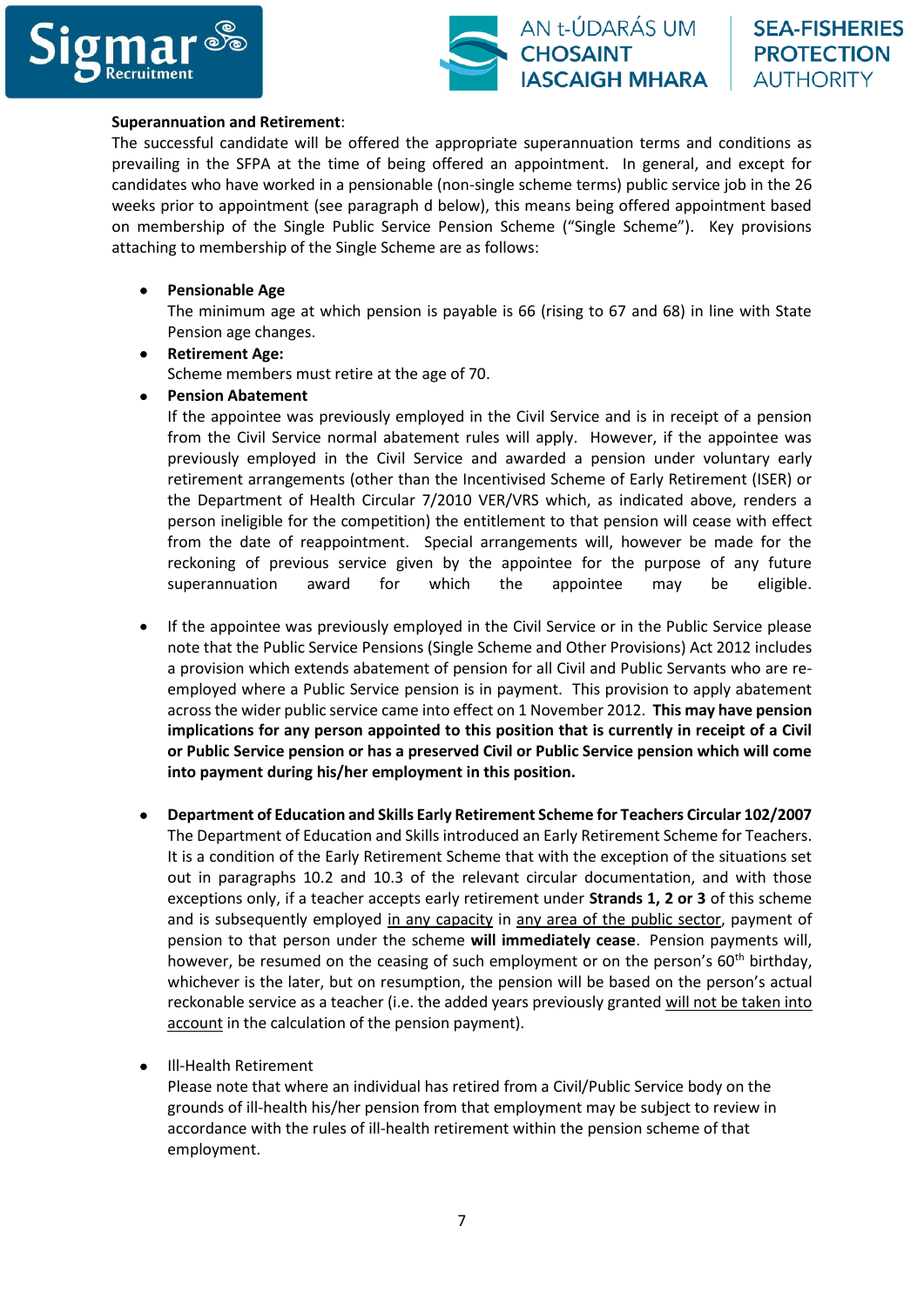**Superannuation and Retirement**:

The successful candidate will be offered the appropriate superannuation terms and conditions as prevailing in the SFPA at the time of being offered an appointment. In general, and except for candidates who have worked in a pensionable (non-single scheme terms) public service job in the 26 weeks prior to appointment (see paragraph d below), this means being offered appointment based on membership of the Single Public Service Pension Scheme ("Single Scheme"). Key provisions attaching to membership of the Single Scheme are as follows:

- **Pensionable Age**
  The minimum age at which pension is payable is 66 (rising to 67 and 68) in line with State Pension age changes.
- **Retirement Age:**
  Scheme members must retire at the age of 70.
- **Pension Abatement**
  If the appointee was previously employed in the Civil Service and is in receipt of a pension from the Civil Service normal abatement rules will apply. However, if the appointee was previously employed in the Civil Service and awarded a pension under voluntary early retirement arrangements (other than the Incentivised Scheme of Early Retirement (ISER) or the Department of Health Circular 7/2010 VER/VRS which, as indicated above, renders a person ineligible for the competition) the entitlement to that pension will cease with effect from the date of reappointment. Special arrangements will, however be made for the reckoning of previous service given by the appointee for the purpose of any future superannuation award for which the appointee may be eligible.

- If the appointee was previously employed in the Civil Service or in the Public Service please note that the Public Service Pensions (Single Scheme and Other Provisions) Act 2012 includes a provision which extends abatement of pension for all Civil and Public Servants who are re-employed where a Public Service pension is in payment. This provision to apply abatement across the wider public service came into effect on 1 November 2012. **This may have pension implications for any person appointed to this position that is currently in receipt of a Civil or Public Service pension or has a preserved Civil or Public Service pension which will come into payment during his/her employment in this position.**

- **Department of Education and Skills Early Retirement Scheme for Teachers Circular 102/2007**
  The Department of Education and Skills introduced an Early Retirement Scheme for Teachers. It is a condition of the Early Retirement Scheme that with the exception of the situations set out in paragraphs 10.2 and 10.3 of the relevant circular documentation, and with those exceptions only, if a teacher accepts early retirement under **Strands 1, 2 or 3** of this scheme and is subsequently employed in any capacity in any area of the public sector, payment of pension to that person under the scheme **will immediately cease**. Pension payments will, however, be resumed on the ceasing of such employment or on the person's 60th birthday, whichever is the later, but on resumption, the pension will be based on the person's actual reckonable service as a teacher (i.e. the added years previously granted will not be taken into account in the calculation of the pension payment).

- Ill-Health Retirement
  Please note that where an individual has retired from a Civil/Public Service body on the grounds of ill-health his/her pension from that employment may be subject to review in accordance with the rules of ill-health retirement within the pension scheme of that employment.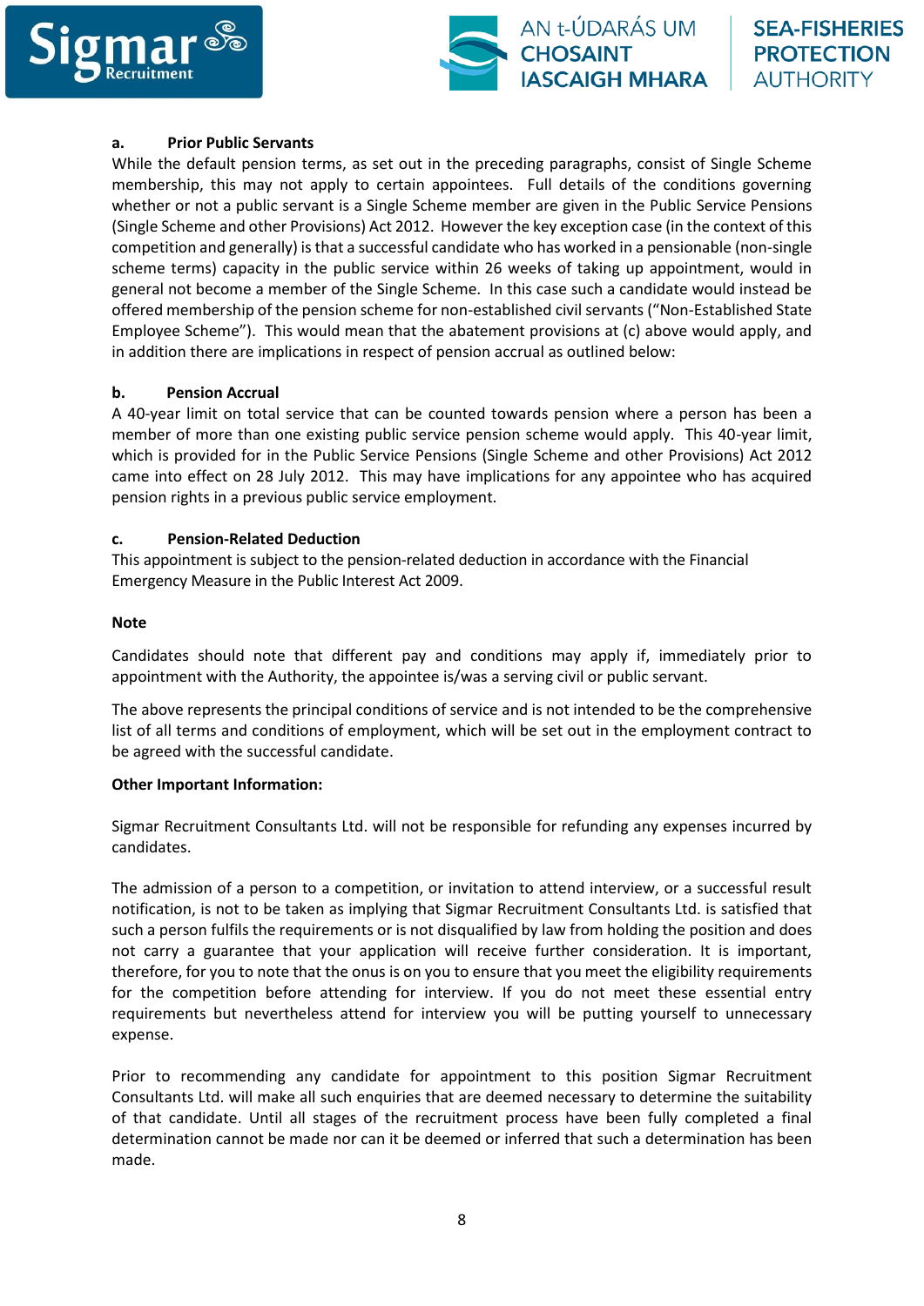**a. Prior Public Servants**

While the default pension terms, as set out in the preceding paragraphs, consist of Single Scheme membership, this may not apply to certain appointees. Full details of the conditions governing whether or not a public servant is a Single Scheme member are given in the Public Service Pensions (Single Scheme and other Provisions) Act 2012. However the key exception case (in the context of this competition and generally) is that a successful candidate who has worked in a pensionable (non-single scheme terms) capacity in the public service within 26 weeks of taking up appointment, would in general not become a member of the Single Scheme. In this case such a candidate would instead be offered membership of the pension scheme for non-established civil servants ("Non-Established State Employee Scheme"). This would mean that the abatement provisions at (c) above would apply, and in addition there are implications in respect of pension accrual as outlined below:

**b. Pension Accrual**

A 40-year limit on total service that can be counted towards pension where a person has been a member of more than one existing public service pension scheme would apply. This 40-year limit, which is provided for in the Public Service Pensions (Single Scheme and other Provisions) Act 2012 came into effect on 28 July 2012. This may have implications for any appointee who has acquired pension rights in a previous public service employment.

**c. Pension-Related Deduction**

This appointment is subject to the pension-related deduction in accordance with the Financial Emergency Measure in the Public Interest Act 2009.

**Note**

Candidates should note that different pay and conditions may apply if, immediately prior to appointment with the Authority, the appointee is/was a serving civil or public servant.

The above represents the principal conditions of service and is not intended to be the comprehensive list of all terms and conditions of employment, which will be set out in the employment contract to be agreed with the successful candidate.

**Other Important Information:**

Sigmar Recruitment Consultants Ltd. will not be responsible for refunding any expenses incurred by candidates.

The admission of a person to a competition, or invitation to attend interview, or a successful result notification, is not to be taken as implying that Sigmar Recruitment Consultants Ltd. is satisfied that such a person fulfils the requirements or is not disqualified by law from holding the position and does not carry a guarantee that your application will receive further consideration. It is important, therefore, for you to note that the onus is on you to ensure that you meet the eligibility requirements for the competition before attending for interview. If you do not meet these essential entry requirements but nevertheless attend for interview you will be putting yourself to unnecessary expense.

Prior to recommending any candidate for appointment to this position Sigmar Recruitment Consultants Ltd. will make all such enquiries that are deemed necessary to determine the suitability of that candidate. Until all stages of the recruitment process have been fully completed a final determination cannot be made nor can it be deemed or inferred that such a determination has been made.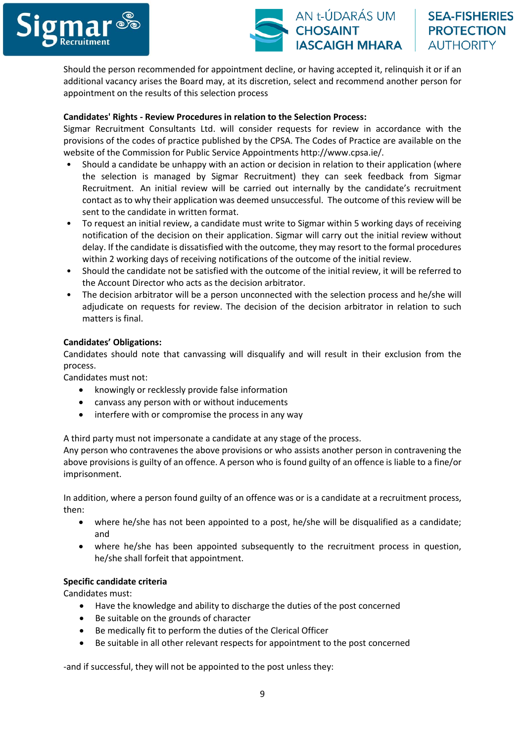Should the person recommended for appointment decline, or having accepted it, relinquish it or if an additional vacancy arises the Board may, at its discretion, select and recommend another person for appointment on the results of this selection process

**Candidates' Rights - Review Procedures in relation to the Selection Process:**
Sigmar Recruitment Consultants Ltd. will consider requests for review in accordance with the provisions of the codes of practice published by the CPSA. The Codes of Practice are available on the website of the Commission for Public Service Appointments http://www.cpsa.ie/.

- Should a candidate be unhappy with an action or decision in relation to their application (where the selection is managed by Sigmar Recruitment) they can seek feedback from Sigmar Recruitment. An initial review will be carried out internally by the candidate's recruitment contact as to why their application was deemed unsuccessful. The outcome of this review will be sent to the candidate in written format.
- To request an initial review, a candidate must write to Sigmar within 5 working days of receiving notification of the decision on their application. Sigmar will carry out the initial review without delay. If the candidate is dissatisfied with the outcome, they may resort to the formal procedures within 2 working days of receiving notifications of the outcome of the initial review.
- Should the candidate not be satisfied with the outcome of the initial review, it will be referred to the Account Director who acts as the decision arbitrator.
- The decision arbitrator will be a person unconnected with the selection process and he/she will adjudicate on requests for review. The decision of the decision arbitrator in relation to such matters is final.

**Candidates' Obligations:**
Candidates should note that canvassing will disqualify and will result in their exclusion from the process.
Candidates must not:

- knowingly or recklessly provide false information
- canvass any person with or without inducements
- interfere with or compromise the process in any way

A third party must not impersonate a candidate at any stage of the process.
Any person who contravenes the above provisions or who assists another person in contravening the above provisions is guilty of an offence. A person who is found guilty of an offence is liable to a fine/or imprisonment.

In addition, where a person found guilty of an offence was or is a candidate at a recruitment process, then:

- where he/she has not been appointed to a post, he/she will be disqualified as a candidate; and
- where he/she has been appointed subsequently to the recruitment process in question, he/she shall forfeit that appointment.

**Specific candidate criteria**
Candidates must:

- Have the knowledge and ability to discharge the duties of the post concerned
- Be suitable on the grounds of character
- Be medically fit to perform the duties of the Clerical Officer
- Be suitable in all other relevant respects for appointment to the post concerned

-and if successful, they will not be appointed to the post unless they: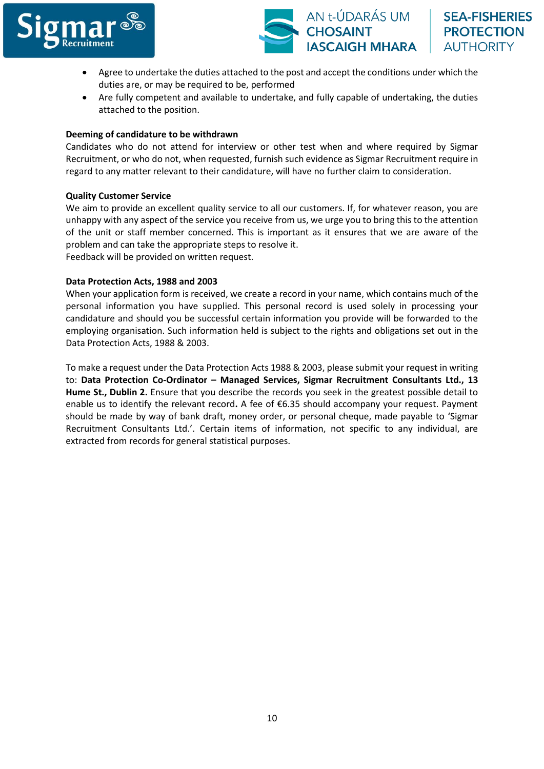- Agree to undertake the duties attached to the post and accept the conditions under which the duties are, or may be required to be, performed
- Are fully competent and available to undertake, and fully capable of undertaking, the duties attached to the position.

**Deeming of candidature to be withdrawn**
Candidates who do not attend for interview or other test when and where required by Sigmar Recruitment, or who do not, when requested, furnish such evidence as Sigmar Recruitment require in regard to any matter relevant to their candidature, will have no further claim to consideration.

**Quality Customer Service**
We aim to provide an excellent quality service to all our customers. If, for whatever reason, you are unhappy with any aspect of the service you receive from us, we urge you to bring this to the attention of the unit or staff member concerned. This is important as it ensures that we are aware of the problem and can take the appropriate steps to resolve it.
Feedback will be provided on written request.

**Data Protection Acts, 1988 and 2003**
When your application form is received, we create a record in your name, which contains much of the personal information you have supplied. This personal record is used solely in processing your candidature and should you be successful certain information you provide will be forwarded to the employing organisation. Such information held is subject to the rights and obligations set out in the Data Protection Acts, 1988 & 2003.

To make a request under the Data Protection Acts 1988 & 2003, please submit your request in writing to: **Data Protection Co-Ordinator – Managed Services, Sigmar Recruitment Consultants Ltd., 13 Hume St., Dublin 2.** Ensure that you describe the records you seek in the greatest possible detail to enable us to identify the relevant record**.** A fee of €6.35 should accompany your request. Payment should be made by way of bank draft, money order, or personal cheque, made payable to 'Sigmar Recruitment Consultants Ltd.'. Certain items of information, not specific to any individual, are extracted from records for general statistical purposes.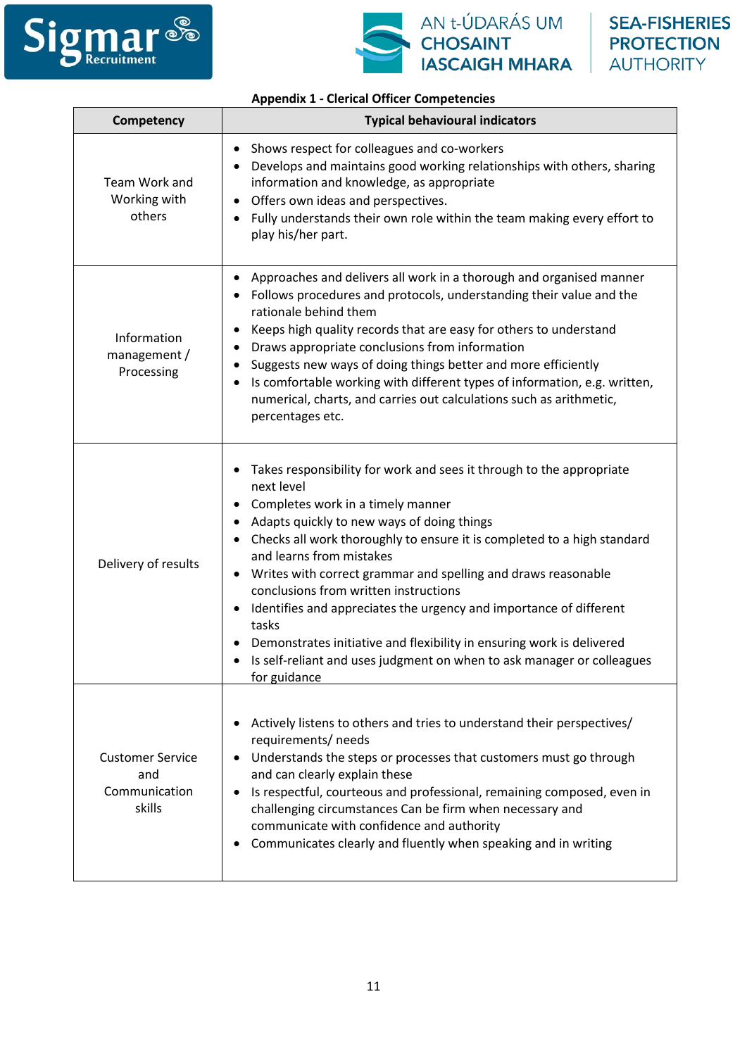**Appendix 1 - Clerical Officer Competencies**

| Competency | Typical behavioural indicators |
|---|---|
| Team Work and Working with others | • Shows respect for colleagues and co-workers<br>• Develops and maintains good working relationships with others, sharing information and knowledge, as appropriate<br>• Offers own ideas and perspectives.<br>• Fully understands their own role within the team making every effort to play his/her part. |
| Information management / Processing | • Approaches and delivers all work in a thorough and organised manner<br>• Follows procedures and protocols, understanding their value and the rationale behind them<br>• Keeps high quality records that are easy for others to understand<br>• Draws appropriate conclusions from information<br>• Suggests new ways of doing things better and more efficiently<br>• Is comfortable working with different types of information, e.g. written, numerical, charts, and carries out calculations such as arithmetic, percentages etc. |
| Delivery of results | • Takes responsibility for work and sees it through to the appropriate next level<br>• Completes work in a timely manner<br>• Adapts quickly to new ways of doing things<br>• Checks all work thoroughly to ensure it is completed to a high standard and learns from mistakes<br>• Writes with correct grammar and spelling and draws reasonable conclusions from written instructions<br>• Identifies and appreciates the urgency and importance of different tasks<br>• Demonstrates initiative and flexibility in ensuring work is delivered<br>• Is self-reliant and uses judgment on when to ask manager or colleagues for guidance |
| Customer Service and Communication skills | • Actively listens to others and tries to understand their perspectives/ requirements/ needs<br>• Understands the steps or processes that customers must go through and can clearly explain these<br>• Is respectful, courteous and professional, remaining composed, even in challenging circumstances Can be firm when necessary and communicate with confidence and authority<br>• Communicates clearly and fluently when speaking and in writing |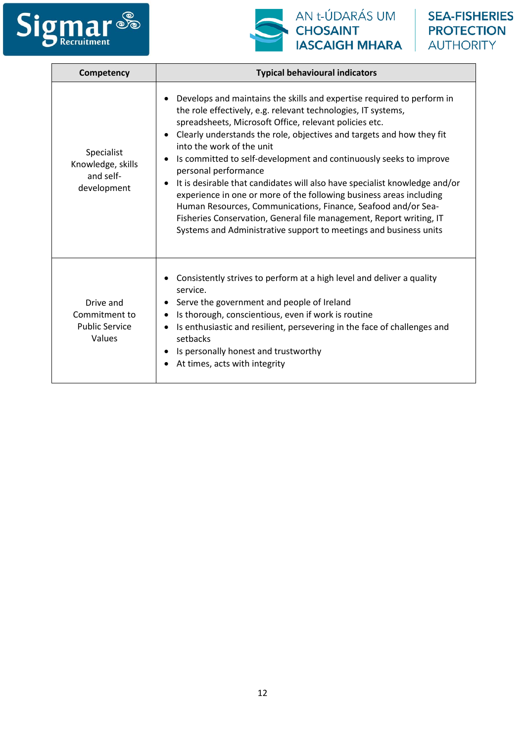| Competency | Typical behavioural indicators |
|---|---|
| Specialist Knowledge, skills and self-development | • Develops and maintains the skills and expertise required to perform in the role effectively, e.g. relevant technologies, IT systems, spreadsheets, Microsoft Office, relevant policies etc.<br>• Clearly understands the role, objectives and targets and how they fit into the work of the unit<br>• Is committed to self-development and continuously seeks to improve personal performance<br>• It is desirable that candidates will also have specialist knowledge and/or experience in one or more of the following business areas including Human Resources, Communications, Finance, Seafood and/or Sea-Fisheries Conservation, General file management, Report writing, IT Systems and Administrative support to meetings and business units |
| Drive and Commitment to Public Service Values | • Consistently strives to perform at a high level and deliver a quality service.<br>• Serve the government and people of Ireland<br>• Is thorough, conscientious, even if work is routine<br>• Is enthusiastic and resilient, persevering in the face of challenges and setbacks<br>• Is personally honest and trustworthy<br>• At times, acts with integrity |